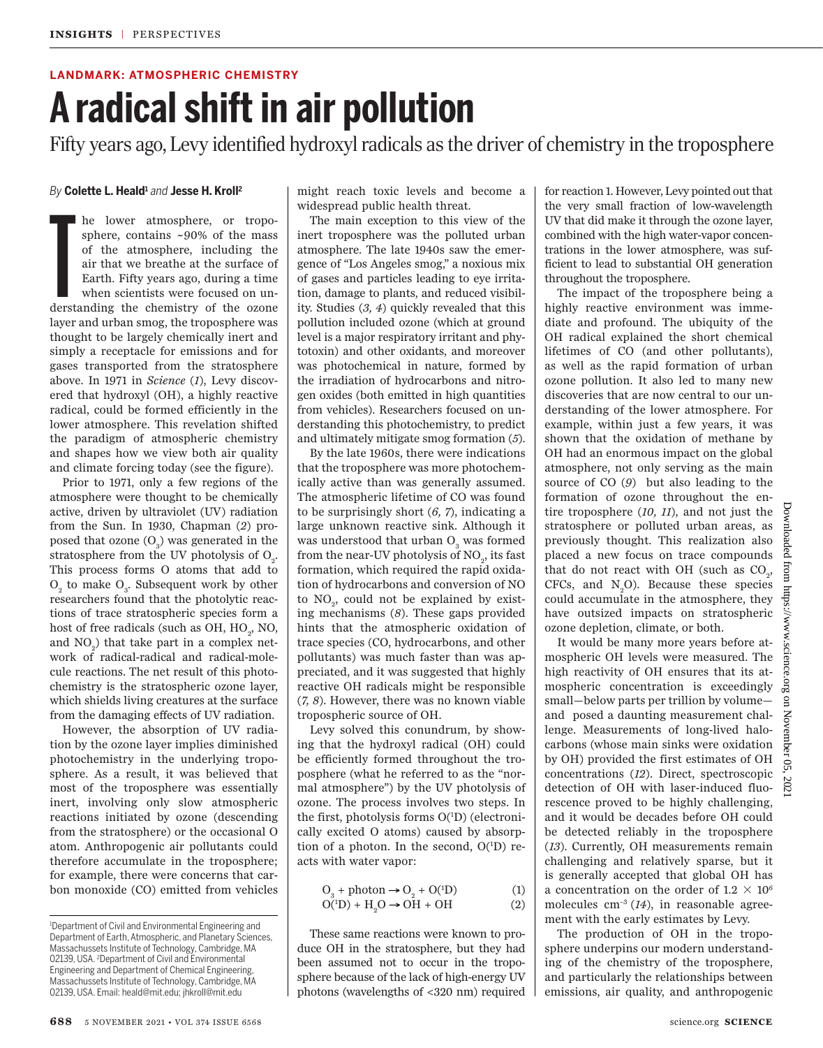LANDMARK: ATMOSPHERIC CHEMISTRY

# A radical shift in air pollution

Fifty years ago, Levy identified hydroxyl radicals as the driver of chemistry in the troposphere

*By* **Colette L. Heald**[1] *and* **Jesse H. Kroll**[2]

The lower atmosphere, or troposphere, contains ~90% of the mass of the atmosphere, including the air that we breathe at the surface of Earth. Fifty years ago, during a time when scientists were focused on understanding the chemistry of the ozone layer and urban smog, the troposphere was thought to be largely chemically inert and simply a receptacle for emissions and for gases transported from the stratosphere above. In 1971 in *Science* (*1*), Levy discovered that hydroxyl (OH), a highly reactive radical, could be formed efficiently in the lower atmosphere. This revelation shifted the paradigm of atmospheric chemistry and shapes how we view both air quality and climate forcing today (see the figure).

Prior to 1971, only a few regions of the atmosphere were thought to be chemically active, driven by ultraviolet (UV) radiation from the Sun. In 1930, Chapman (*2*) proposed that ozone ($O_3$) was generated in the stratosphere from the UV photolysis of $O_2$. This process forms O atoms that add to $O_2$ to make $O_3$. Subsequent work by other researchers found that the photolytic reactions of trace stratospheric species form a host of free radicals (such as OH, $HO_2$, NO, and $NO_2$) that take part in a complex network of radical-radical and radical-molecule reactions. The net result of this photochemistry is the stratospheric ozone layer, which shields living creatures at the surface from the damaging effects of UV radiation.

However, the absorption of UV radiation by the ozone layer implies diminished photochemistry in the underlying troposphere. As a result, it was believed that most of the troposphere was essentially inert, involving only slow atmospheric reactions initiated by ozone (descending from the stratosphere) or the occasional O atom. Anthropogenic air pollutants could therefore accumulate in the troposphere; for example, there were concerns that carbon monoxide (CO) emitted from vehicles might reach toxic levels and become a widespread public health threat.

The main exception to this view of the inert troposphere was the polluted urban atmosphere. The late 1940s saw the emergence of "Los Angeles smog," a noxious mix of gases and particles leading to eye irritation, damage to plants, and reduced visibility. Studies (*3, 4*) quickly revealed that this pollution included ozone (which at ground level is a major respiratory irritant and phytotoxin) and other oxidants, and moreover was photochemical in nature, formed by the irradiation of hydrocarbons and nitrogen oxides (both emitted in high quantities from vehicles). Researchers focused on understanding this photochemistry, to predict and ultimately mitigate smog formation (*5*).

By the late 1960s, there were indications that the troposphere was more photochemically active than was generally assumed. The atmospheric lifetime of CO was found to be surprisingly short (*6, 7*), indicating a large unknown reactive sink. Although it was understood that urban $O_3$ was formed from the near-UV photolysis of $NO_2$, its fast formation, which required the rapid oxidation of hydrocarbons and conversion of NO to $NO_2$, could not be explained by existing mechanisms (*8*). These gaps provided hints that the atmospheric oxidation of trace species (CO, hydrocarbons, and other pollutants) was much faster than was appreciated, and it was suggested that highly reactive OH radicals might be responsible (*7, 8*). However, there was no known viable tropospheric source of OH.

Levy solved this conundrum, by showing that the hydroxyl radical (OH) could be efficiently formed throughout the troposphere (what he referred to as the "normal atmosphere") by the UV photolysis of ozone. The process involves two steps. In the first, photolysis forms $O(^1D)$ (electronically excited O atoms) caused by absorption of a photon. In the second, $O(^1D)$ reacts with water vapor:

$$O_3 + \text{photon} \rightarrow O_2 + O(^1D) \quad (1)$$

$$O(^1D) + H_2O \rightarrow OH + OH \quad (2)$$

These same reactions were known to produce OH in the stratosphere, but they had been assumed not to occur in the troposphere because of the lack of high-energy UV photons (wavelengths of <320 nm) required for reaction 1. However, Levy pointed out that the very small fraction of low-wavelength UV that did make it through the ozone layer, combined with the high water-vapor concentrations in the lower atmosphere, was sufficient to lead to substantial OH generation throughout the troposphere.

The impact of the troposphere being a highly reactive environment was immediate and profound. The ubiquity of the OH radical explained the short chemical lifetimes of CO (and other pollutants), as well as the rapid formation of urban ozone pollution. It also led to many new discoveries that are now central to our understanding of the lower atmosphere. For example, within just a few years, it was shown that the oxidation of methane by OH had an enormous impact on the global atmosphere, not only serving as the main source of CO (*9*) but also leading to the formation of ozone throughout the entire troposphere (*10, 11*), and not just the stratosphere or polluted urban areas, as previously thought. This realization also placed a new focus on trace compounds that do not react with OH (such as $CO_2$, CFCs, and $N_2O$). Because these species could accumulate in the atmosphere, they have outsized impacts on stratospheric ozone depletion, climate, or both.

It would be many more years before atmospheric OH levels were measured. The high reactivity of OH ensures that its atmospheric concentration is exceedingly small—below parts per trillion by volume—and posed a daunting measurement challenge. Measurements of long-lived halocarbons (whose main sinks were oxidation by OH) provided the first estimates of OH concentrations (*12*). Direct, spectroscopic detection of OH with laser-induced fluorescence proved to be highly challenging, and it would be decades before OH could be detected reliably in the troposphere (*13*). Currently, OH measurements remain challenging and relatively sparse, but it is generally accepted that global OH has a concentration on the order of $1.2 \times 10^6$ molecules $cm^{-3}$ (*14*), in reasonable agreement with the early estimates by Levy.

The production of OH in the troposphere underpins our modern understanding of the chemistry of the troposphere, and particularly the relationships between emissions, air quality, and anthropogenic

[1]Department of Civil and Environmental Engineering and Department of Earth, Atmospheric, and Planetary Sciences, Massachussets Institute of Technology, Cambridge, MA 02139, USA. [2]Department of Civil and Environmental Engineering and Department of Chemical Engineering, Massachussets Institute of Technology, Cambridge, MA 02139, USA. Email: heald@mit.edu; jhkroll@mit.edu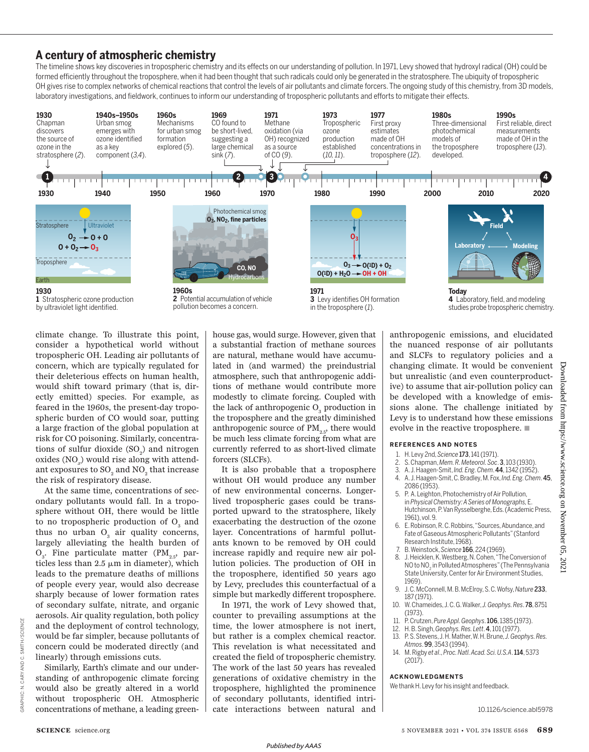## A century of atmospheric chemistry

The timeline shows key discoveries in tropospheric chemistry and its effects on our understanding of pollution. In 1971, Levy showed that hydroxyl radical (OH) could be formed efficiently throughout the troposphere, when it had been thought that such radicals could only be generated in the stratosphere. The ubiquity of tropospheric OH gives rise to complex networks of chemical reactions that control the levels of air pollutants and climate forcers. The ongoing study of this chemistry, from 3D models, laboratory investigations, and fieldwork, continues to inform our understanding of tropospheric pollutants and efforts to mitigate their effects.

**1930** Chapman discovers the source of ozone in the stratosphere (*2*).

**1940s–1950s** Urban smog emerges with ozone identified as a key component (*3,4*).

**1960s** Mechanisms for urban smog formation explored (*5*).

**1969** CO found to be short-lived, suggesting a large chemical sink (*7*).

**1971** Methane oxidation (via OH) recognized as a source of CO (*9*).

**1973** Tropospheric ozone production established (*10, 11*).

**1977** First proxy estimates made of OH concentrations in troposphere (*12*).

**1980s** Three-dimensional photochemical models of the troposphere developed.

**1990s** First reliable, direct measurements made of OH in the troposphere (*13*).

**1930**
**1** Stratospheric ozone production by ultraviolet light identified.

**1960s**
**2** Potential accumulation of vehicle pollution becomes a concern.

**1971**
**3** Levy identifies OH formation in the troposphere (*1*).

**Today**
**4** Laboratory, field, and modeling studies probe tropospheric chemistry.

climate change. To illustrate this point, consider a hypothetical world without tropospheric OH. Leading air pollutants of concern, which are typically regulated for their deleterious effects on human health, would shift toward primary (that is, directly emitted) species. For example, as feared in the 1960s, the present-day tropospheric burden of CO would soar, putting a large fraction of the global population at risk for CO poisoning. Similarly, concentrations of sulfur dioxide ($SO_2$) and nitrogen oxides ($NO_x$) would rise along with attendant exposures to $SO_2$ and $NO_2$ that increase the risk of respiratory disease.

At the same time, concentrations of secondary pollutants would fall. In a troposphere without OH, there would be little to no tropospheric production of $O_3$ and thus no urban $O_3$ air quality concerns, largely alleviating the health burden of $O_3$. Fine particulate matter ($PM_{2.5}$, particles less than 2.5 µm in diameter), which leads to the premature deaths of millions of people every year, would also decrease sharply because of lower formation rates of secondary sulfate, nitrate, and organic aerosols. Air quality regulation, both policy and the deployment of control technology, would be far simpler, because pollutants of concern could be moderated directly (and linearly) through emissions cuts.

Similarly, Earth's climate and our understanding of anthropogenic climate forcing would also be greatly altered in a world without tropospheric OH. Atmospheric concentrations of methane, a leading greenhouse gas, would surge. However, given that a substantial fraction of methane sources are natural, methane would have accumulated in (and warmed) the preindustrial atmosphere, such that anthropogenic additions of methane would contribute more modestly to climate forcing. Coupled with the lack of anthropogenic $O_3$ production in the troposphere and the greatly diminished anthropogenic source of $PM_{2.5}$, there would be much less climate forcing from what are currently referred to as short-lived climate forcers (SLCFs).

It is also probable that a troposphere without OH would produce any number of new environmental concerns. Longer-lived tropospheric gases could be transported upward to the stratosphere, likely exacerbating the destruction of the ozone layer. Concentrations of harmful pollutants known to be removed by OH could increase rapidly and require new air pollution policies. The production of OH in the troposphere, identified 50 years ago by Levy, precludes this counterfactual of a simple but markedly different troposphere.

In 1971, the work of Levy showed that, counter to prevailing assumptions at the time, the lower atmosphere is not inert, but rather is a complex chemical reactor. This revelation is what necessitated and created the field of tropospheric chemistry. The work of the last 50 years has revealed generations of oxidative chemistry in the troposphere, highlighted the prominence of secondary pollutants, identified intricate interactions between natural and anthropogenic emissions, and elucidated the nuanced response of air pollutants and SLCFs to regulatory policies and a changing climate. It would be convenient but unrealistic (and even counterproductive) to assume that air-pollution policy can be developed with a knowledge of emissions alone. The challenge initiated by Levy is to understand how these emissions evolve in the reactive troposphere. ■

### REFERENCES AND NOTES

1. H. Levy 2nd, *Science* **173**, 141 (1971).
2. S. Chapman, *Mem. R. Meteorol. Soc*. **3**, 103 (1930).
3. A. J. Haagen-Smit, *Ind. Eng. Chem*. **44**, 1342 (1952).
4. A. J. Haagen-Smit, C. E. Bradley, M. Fox, *Ind. Eng. Chem*. **45**, 2086 (1953).
5. P. A. Leighton, Photochemistry of Air Pollution, in *Physical Chemistry: A Series of Monographs*, E. Hutchinson, P. Van Rysselberghe, Eds. (Academic Press, 1961), vol. 9.
6. E. Robinson, R. C. Robbins, "Sources, Abundance, and Fate of Gaseous Atmospheric Pollutants" (Stanford Research Institute, 1968).
7. B. Weinstock, *Science* **166**, 224 (1969).
8. J. Heicklen, K. Westberg, N. Cohen, "The Conversion of NO to $NO_2$ in Polluted Atmospheres" (The Pennsylvania State University, Center for Air Environment Studies, 1969).
9. J. C. McConnell, M. B. McElroy, S. C. Wofsy, *Nature* **233**, 187 (1971).
10. W. Chameides, J. C. G. Walker, *J. Geophys. Res*. **78**, 8751 (1973).
11. P. Crutzen, *Pure Appl. Geophys*. **106**, 1385 (1973).
12. H. B. Singh, *Geophys. Res. Lett*. **4**, 101 (1977).
13. P. S. Stevens, J. H. Mather, W. H. Brune, *J. Geophys. Res. Atmos*. **99**, 3543 (1994).
14. M. Rigby *et al*., *Proc. Natl. Acad. Sci. U.S.A*. **114**, 5373 (2017).

### ACKNOWLEDGMENTS

We thank H. Levy for his insight and feedback.

10.1126/science.abl5978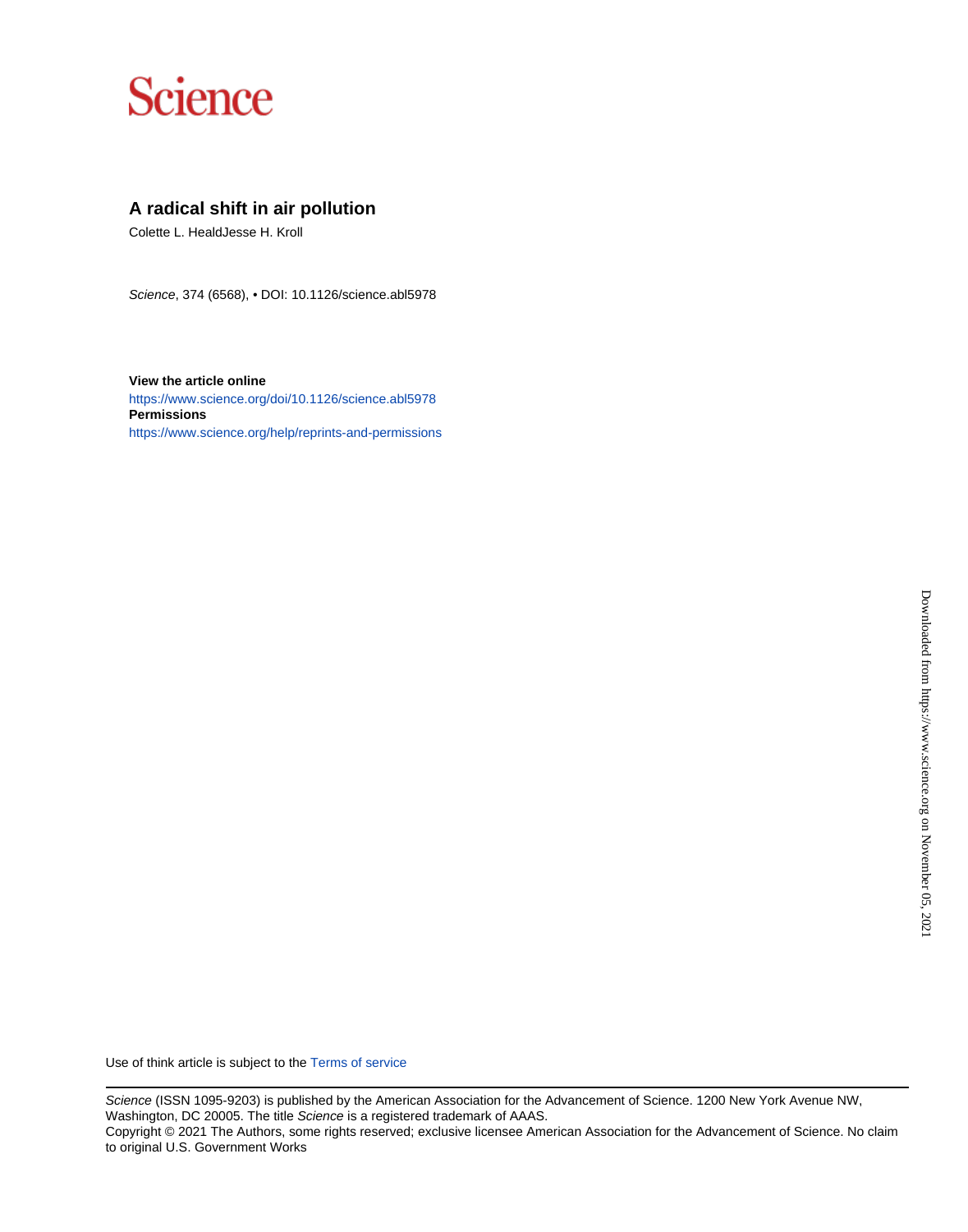Science

# A radical shift in air pollution

Colette L. HealdJesse H. Kroll

*Science*, 374 (6568), • DOI: 10.1126/science.abl5978

**View the article online**
https://www.science.org/doi/10.1126/science.abl5978
**Permissions**
https://www.science.org/help/reprints-and-permissions

Use of think article is subject to the Terms of service

*Science* (ISSN 1095-9203) is published by the American Association for the Advancement of Science. 1200 New York Avenue NW, Washington, DC 20005. The title *Science* is a registered trademark of AAAS.
Copyright © 2021 The Authors, some rights reserved; exclusive licensee American Association for the Advancement of Science. No claim to original U.S. Government Works